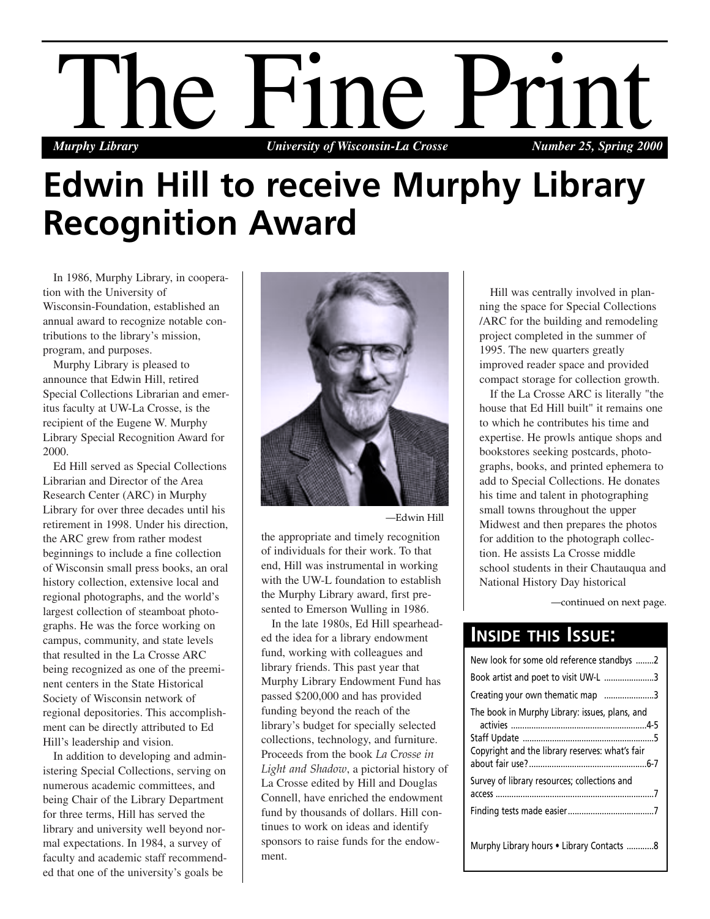# The Fine Print

*Murphy Library* *University of Wisconsin-La Crosse* *Number 25, Spring 2000*

## Edwin Hill to receive Murphy Library Recognition Award

In 1986, Murphy Library, in cooperation with the University of Wisconsin-Foundation, established an annual award to recognize notable contributions to the library's mission, program, and purposes.

Murphy Library is pleased to announce that Edwin Hill, retired Special Collections Librarian and emeritus faculty at UW-La Crosse, is the recipient of the Eugene W. Murphy Library Special Recognition Award for 2000.

Ed Hill served as Special Collections Librarian and Director of the Area Research Center (ARC) in Murphy Library for over three decades until his retirement in 1998. Under his direction, the ARC grew from rather modest beginnings to include a fine collection of Wisconsin small press books, an oral history collection, extensive local and regional photographs, and the world's largest collection of steamboat photographs. He was the force working on campus, community, and state levels that resulted in the La Crosse ARC being recognized as one of the preeminent centers in the State Historical Society of Wisconsin network of regional depositories. This accomplishment can be directly attributed to Ed Hill's leadership and vision.

In addition to developing and administering Special Collections, serving on numerous academic committees, and being Chair of the Library Department for three terms, Hill has served the library and university well beyond normal expectations. In 1984, a survey of faculty and academic staff recommended that one of the university's goals be the appropriate and timely recognition of individuals for their work. To that end, Hill was instrumental in working with the UW-L foundation to establish the Murphy Library award, first presented to Emerson Wulling in 1986.

—Edwin Hill

In the late 1980s, Ed Hill spearheaded the idea for a library endowment fund, working with colleagues and library friends. This past year that Murphy Library Endowment Fund has passed $200,000 and has provided funding beyond the reach of the library's budget for specially selected collections, technology, and furniture. Proceeds from the book *La Crosse in Light and Shadow*, a pictorial history of La Crosse edited by Hill and Douglas Connell, have enriched the endowment fund by thousands of dollars. Hill continues to work on ideas and identify sponsors to raise funds for the endowment.

Hill was centrally involved in planning the space for Special Collections /ARC for the building and remodeling project completed in the summer of 1995. The new quarters greatly improved reader space and provided compact storage for collection growth.

If the La Crosse ARC is literally "the house that Ed Hill built" it remains one to which he contributes his time and expertise. He prowls antique shops and bookstores seeking postcards, photographs, books, and printed ephemera to add to Special Collections. He donates his time and talent in photographing small towns throughout the upper Midwest and then prepares the photos for addition to the photograph collection. He assists La Crosse middle school students in their Chautauqua and National History Day historical

—continued on next page.

### INSIDE THIS ISSUE:

- New look for some old reference standbys ........2
- Book artist and poet to visit UW-L ......................3
- Creating your own thematic map ......................3
- The book in Murphy Library: issues, plans, and activies ............................................................4-5
- Staff Update ..........................................................5
- Copyright and the library reserves: what's fair about fair use?....................................................6-7
- Survey of library resources; collections and access .......................................................................7
- Finding tests made easier......................................7
- Murphy Library hours • Library Contacts ............8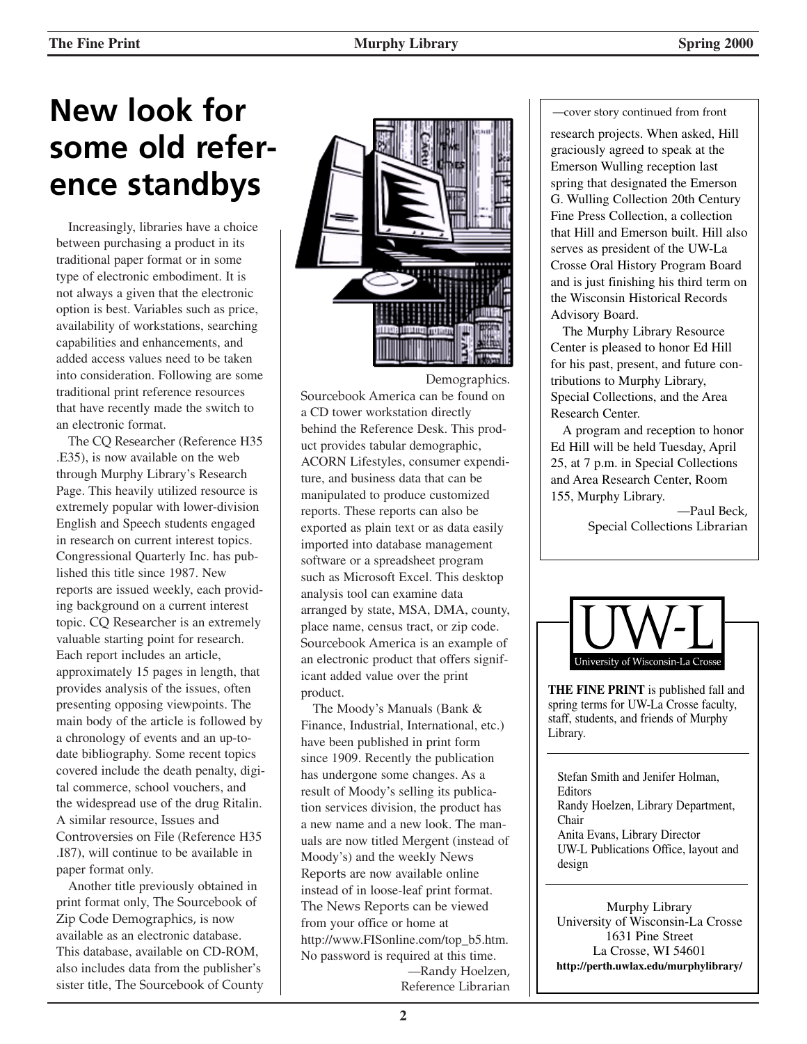# New look for some old reference standbys

Increasingly, libraries have a choice between purchasing a product in its traditional paper format or in some type of electronic embodiment. It is not always a given that the electronic option is best. Variables such as price, availability of workstations, searching capabilities and enhancements, and added access values need to be taken into consideration. Following are some traditional print reference resources that have recently made the switch to an electronic format.

The CQ Researcher (Reference H35 .E35), is now available on the web through Murphy Library's Research Page. This heavily utilized resource is extremely popular with lower-division English and Speech students engaged in research on current interest topics. Congressional Quarterly Inc. has published this title since 1987. New reports are issued weekly, each providing background on a current interest topic. CQ Researcher is an extremely valuable starting point for research. Each report includes an article, approximately 15 pages in length, that provides analysis of the issues, often presenting opposing viewpoints. The main body of the article is followed by a chronology of events and an up-to-date bibliography. Some recent topics covered include the death penalty, digital commerce, school vouchers, and the widespread use of the drug Ritalin. A similar resource, Issues and Controversies on File (Reference H35 .I87), will continue to be available in paper format only.

Another title previously obtained in print format only, The Sourcebook of Zip Code Demographics, is now available as an electronic database. This database, available on CD-ROM, also includes data from the publisher's sister title, The Sourcebook of County Demographics. Sourcebook America can be found on a CD tower workstation directly behind the Reference Desk. This product provides tabular demographic, ACORN Lifestyles, consumer expenditure, and business data that can be manipulated to produce customized reports. These reports can also be exported as plain text or as data easily imported into database management software or a spreadsheet program such as Microsoft Excel. This desktop analysis tool can examine data arranged by state, MSA, DMA, county, place name, census tract, or zip code. Sourcebook America is an example of an electronic product that offers significant added value over the print product.

The Moody's Manuals (Bank & Finance, Industrial, International, etc.) have been published in print form since 1909. Recently the publication has undergone some changes. As a result of Moody's selling its publication services division, the product has a new name and a new look. The manuals are now titled Mergent (instead of Moody's) and the weekly News Reports are now available online instead of in loose-leaf print format. The News Reports can be viewed from your office or home at http://www.FISonline.com/top_b5.htm. No password is required at this time.

—Randy Hoelzen,
Reference Librarian

---

—cover story continued from front

research projects. When asked, Hill graciously agreed to speak at the Emerson Wulling reception last spring that designated the Emerson G. Wulling Collection 20th Century Fine Press Collection, a collection that Hill and Emerson built. Hill also serves as president of the UW-La Crosse Oral History Program Board and is just finishing his third term on the Wisconsin Historical Records Advisory Board.

The Murphy Library Resource Center is pleased to honor Ed Hill for his past, present, and future contributions to Murphy Library, Special Collections, and the Area Research Center.

A program and reception to honor Ed Hill will be held Tuesday, April 25, at 7 p.m. in Special Collections and Area Research Center, Room 155, Murphy Library.

—Paul Beck,
Special Collections Librarian

---

UW-L
University of Wisconsin-La Crosse

**THE FINE PRINT** is published fall and spring terms for UW-La Crosse faculty, staff, students, and friends of Murphy Library.

Stefan Smith and Jenifer Holman, Editors
Randy Hoelzen, Library Department, Chair
Anita Evans, Library Director
UW-L Publications Office, layout and design

Murphy Library
University of Wisconsin-La Crosse
1631 Pine Street
La Crosse, WI 54601
**http://perth.uwlax.edu/murphylibrary/**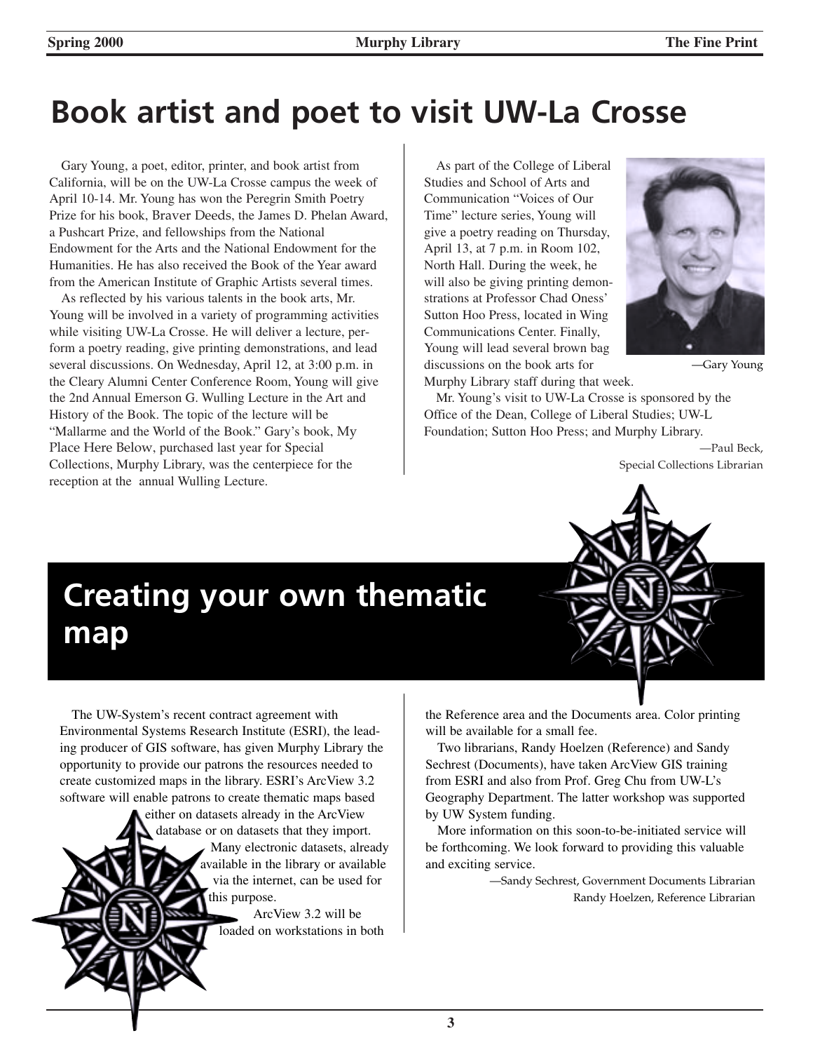# Book artist and poet to visit UW-La Crosse

Gary Young, a poet, editor, printer, and book artist from California, will be on the UW-La Crosse campus the week of April 10-14. Mr. Young has won the Peregrin Smith Poetry Prize for his book, Braver Deeds, the James D. Phelan Award, a Pushcart Prize, and fellowships from the National Endowment for the Arts and the National Endowment for the Humanities. He has also received the Book of the Year award from the American Institute of Graphic Artists several times.

As reflected by his various talents in the book arts, Mr. Young will be involved in a variety of programming activities while visiting UW-La Crosse. He will deliver a lecture, perform a poetry reading, give printing demonstrations, and lead several discussions. On Wednesday, April 12, at 3:00 p.m. in the Cleary Alumni Center Conference Room, Young will give the 2nd Annual Emerson G. Wulling Lecture in the Art and History of the Book. The topic of the lecture will be "Mallarme and the World of the Book." Gary's book, My Place Here Below, purchased last year for Special Collections, Murphy Library, was the centerpiece for the reception at the annual Wulling Lecture.

As part of the College of Liberal Studies and School of Arts and Communication "Voices of Our Time" lecture series, Young will give a poetry reading on Thursday, April 13, at 7 p.m. in Room 102, North Hall. During the week, he will also be giving printing demonstrations at Professor Chad Oness' Sutton Hoo Press, located in Wing Communications Center. Finally, Young will lead several brown bag discussions on the book arts for Murphy Library staff during that week.

—Gary Young

Mr. Young's visit to UW-La Crosse is sponsored by the Office of the Dean, College of Liberal Studies; UW-L Foundation; Sutton Hoo Press; and Murphy Library.

—Paul Beck,
Special Collections Librarian

# Creating your own thematic map

The UW-System's recent contract agreement with Environmental Systems Research Institute (ESRI), the leading producer of GIS software, has given Murphy Library the opportunity to provide our patrons the resources needed to create customized maps in the library. ESRI's ArcView 3.2 software will enable patrons to create thematic maps based either on datasets already in the ArcView database or on datasets that they import. Many electronic datasets, already available in the library or available via the internet, can be used for this purpose.

ArcView 3.2 will be loaded on workstations in both the Reference area and the Documents area. Color printing will be available for a small fee.

Two librarians, Randy Hoelzen (Reference) and Sandy Sechrest (Documents), have taken ArcView GIS training from ESRI and also from Prof. Greg Chu from UW-L's Geography Department. The latter workshop was supported by UW System funding.

More information on this soon-to-be-initiated service will be forthcoming. We look forward to providing this valuable and exciting service.

—Sandy Sechrest, Government Documents Librarian
Randy Hoelzen, Reference Librarian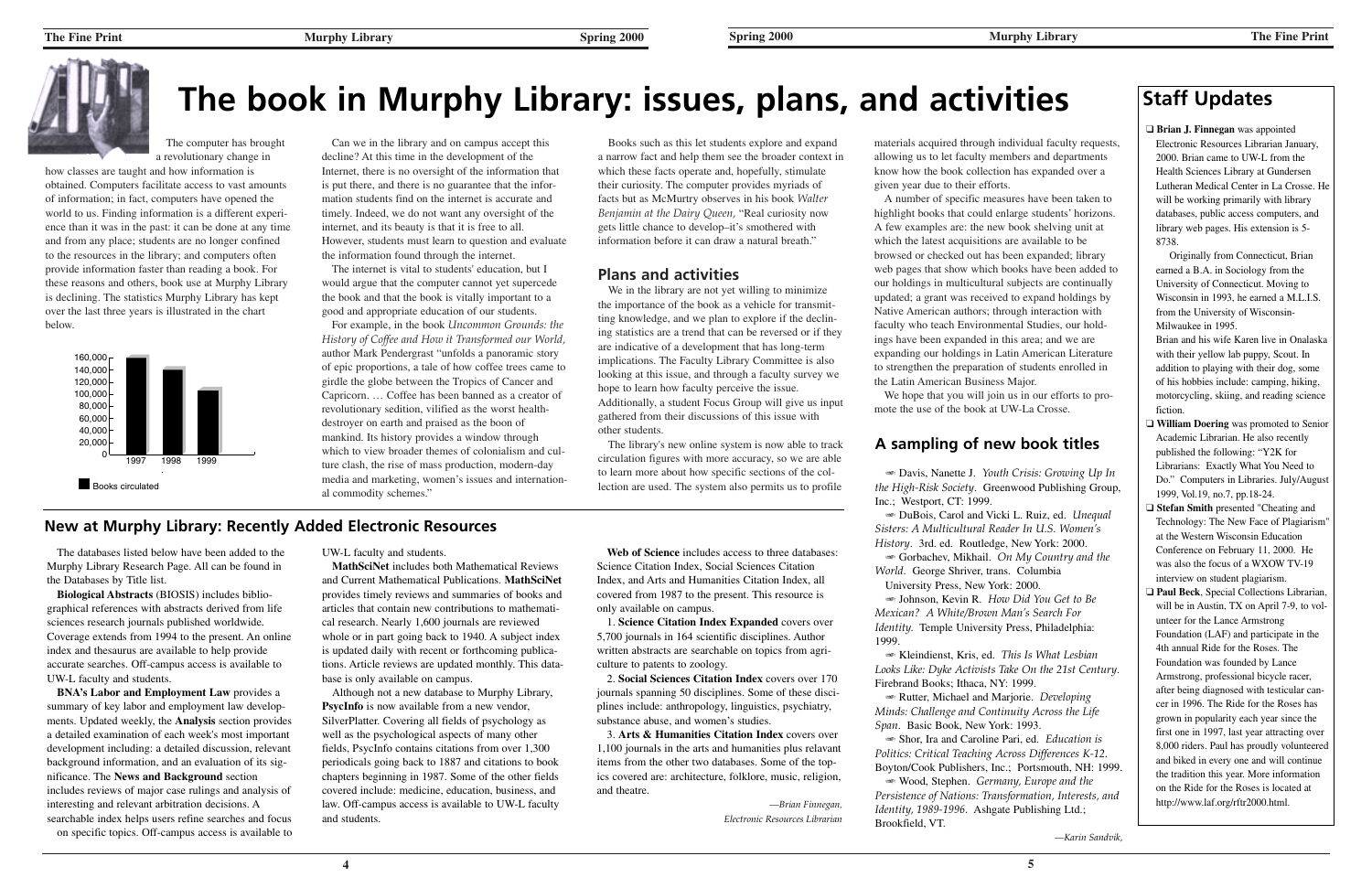# The book in Murphy Library: issues, plans, and activities

The computer has brought a revolutionary change in how classes are taught and how information is obtained. Computers facilitate access to vast amounts of information; in fact, computers have opened the world to us. Finding information is a different experience than it was in the past: it can be done at any time and from any place; students are no longer confined to the resources in the library; and computers often provide information faster than reading a book. For these reasons and others, book use at Murphy Library is declining. The statistics Murphy Library has kept over the last three years is illustrated in the chart below.

| Year | Books circulated |
|---|---|
| 1997 | ~155,000 |
| 1998 | ~140,000 |
| 1999 | ~110,000 |

Can we in the library and on campus accept this decline? At this time in the development of the Internet, there is no oversight of the information that is put there, and there is no guarantee that the information students find on the internet is accurate and timely. Indeed, we do not want any oversight of the internet, and its beauty is that it is free to all. However, students must learn to question and evaluate the information found through the internet.

The internet is vital to students' education, but I would argue that the computer cannot yet supercede the book and that the book is vitally important to a good and appropriate education of our students.

For example, in the book *Uncommon Grounds: the History of Coffee and How it Transformed our World,* author Mark Pendergrast "unfolds a panoramic story of epic proportions, a tale of how coffee trees came to girdle the globe between the Tropics of Cancer and Capricorn. … Coffee has been banned as a creator of revolutionary sedition, vilified as the worst health-destroyer on earth and praised as the boon of mankind. Its history provides a window through which to view broader themes of colonialism and culture clash, the rise of mass production, modern-day media and marketing, women's issues and international commodity schemes."

Books such as this let students explore and expand a narrow fact and help them see the broader context in which these facts operate and, hopefully, stimulate their curiosity. The computer provides myriads of facts but as McMurtry observes in his book *Walter Benjamin at the Dairy Queen,* "Real curiosity now gets little chance to develop–it's smothered with information before it can draw a natural breath."

## Plans and activities

We in the library are not yet willing to minimize the importance of the book as a vehicle for transmitting knowledge, and we plan to explore if the declining statistics are a trend that can be reversed or if they are indicative of a development that has long-term implications. The Faculty Library Committee is also looking at this issue, and through a faculty survey we hope to learn how faculty perceive the issue. Additionally, a student Focus Group will give us input gathered from their discussions of this issue with other students.

The library's new online system is now able to track circulation figures with more accuracy, so we are able to learn more about how specific sections of the collection are used. The system also permits us to profile materials acquired through individual faculty requests, allowing us to let faculty members and departments know how the book collection has expanded over a given year due to their efforts.

A number of specific measures have been taken to highlight books that could enlarge students' horizons. A few examples are: the new book shelving unit at which the latest acquisitions are available to be browsed or checked out has been expanded; library web pages that show which books have been added to our holdings in multicultural subjects are continually updated; a grant was received to expand holdings by Native American authors; through interaction with faculty who teach Environmental Studies, our holdings have been expanded in this area; and we are expanding our holdings in Latin American Literature to strengthen the preparation of students enrolled in the Latin American Business Major.

We hope that you will join us in our efforts to promote the use of the book at UW-La Crosse.

## A sampling of new book titles

✑ Davis, Nanette J. *Youth Crisis: Growing Up In the High-Risk Society*. Greenwood Publishing Group, Inc.; Westport, CT: 1999.

✑ DuBois, Carol and Vicki L. Ruiz, ed. *Unequal Sisters: A Multicultural Reader In U.S. Women's History*. 3rd. ed. Routledge, New York: 2000.

✑ Gorbachev, Mikhail. *On My Country and the World*. George Shriver, trans. Columbia University Press, New York: 2000.

✑ Johnson, Kevin R. *How Did You Get to Be Mexican? A White/Brown Man's Search For Identity.* Temple University Press, Philadelphia: 1999.

✑ Kleindienst, Kris, ed. *This Is What Lesbian Looks Like: Dyke Activists Take On the 21st Century*. Firebrand Books; Ithaca, NY: 1999.

✑ Rutter, Michael and Marjorie. *Developing Minds: Challenge and Continuity Across the Life Span*. Basic Book, New York: 1993.

✑ Shor, Ira and Caroline Pari, ed. *Education is Politics: Critical Teaching Across Differences K-12.* Boyton/Cook Publishers, Inc.; Portsmouth, NH: 1999.

✑ Wood, Stephen. *Germany, Europe and the Persistence of Nations: Transformation, Interests, and Identity, 1989-1996*. Ashgate Publishing Ltd.; Brookfield, VT.

*—Karin Sandvik,*

## New at Murphy Library: Recently Added Electronic Resources

The databases listed below have been added to the Murphy Library Research Page. All can be found in the Databases by Title list.

**Biological Abstracts** (BIOSIS) includes bibliographical references with abstracts derived from life sciences research journals published worldwide. Coverage extends from 1994 to the present. An online index and thesaurus are available to help provide accurate searches. Off-campus access is available to UW-L faculty and students.

**BNA's Labor and Employment Law** provides a summary of key labor and employment law developments. Updated weekly, the **Analysis** section provides a detailed examination of each week's most important development including: a detailed discussion, relevant background information, and an evaluation of its significance. The **News and Background** section includes reviews of major case rulings and analysis of interesting and relevant arbitration decisions. A searchable index helps users refine searches and focus on specific topics. Off-campus access is available to UW-L faculty and students.

**MathSciNet** includes both Mathematical Reviews and Current Mathematical Publications. **MathSciNet** provides timely reviews and summaries of books and articles that contain new contributions to mathematical research. Nearly 1,600 journals are reviewed whole or in part going back to 1940. A subject index is updated daily with recent or forthcoming publications. Article reviews are updated monthly. This database is only available on campus.

Although not a new database to Murphy Library, **PsycInfo** is now available from a new vendor, SilverPlatter. Covering all fields of psychology as well as the psychological aspects of many other fields, PsycInfo contains citations from over 1,300 periodicals going back to 1887 and citations to book chapters beginning in 1987. Some of the other fields covered include: medicine, education, business, and law. Off-campus access is available to UW-L faculty and students.

**Web of Science** includes access to three databases: Science Citation Index, Social Sciences Citation Index, and Arts and Humanities Citation Index, all covered from 1987 to the present. This resource is only available on campus.

1. **Science Citation Index Expanded** covers over 5,700 journals in 164 scientific disciplines. Author written abstracts are searchable on topics from agriculture to patents to zoology.

2. **Social Sciences Citation Index** covers over 170 journals spanning 50 disciplines. Some of these disciplines include: anthropology, linguistics, psychiatry, substance abuse, and women's studies.

3. **Arts & Humanities Citation Index** covers over 1,100 journals in the arts and humanities plus relavant items from the other two databases. Some of the topics covered are: architecture, folklore, music, religion, and theatre.

*—Brian Finnegan, Electronic Resources Librarian*

## Staff Updates

- **Brian J. Finnegan** was appointed Electronic Resources Librarian January, 2000. Brian came to UW-L from the Health Sciences Library at Gundersen Lutheran Medical Center in La Crosse. He will be working primarily with library databases, public access computers, and library web pages. His extension is 5-8738.

  Originally from Connecticut, Brian earned a B.A. in Sociology from the University of Connecticut. Moving to Wisconsin in 1993, he earned a M.L.I.S. from the University of Wisconsin-Milwaukee in 1995.

  Brian and his wife Karen live in Onalaska with their yellow lab puppy, Scout. In addition to playing with their dog, some of his hobbies include: camping, hiking, motorcycling, skiing, and reading science fiction.
- **William Doering** was promoted to Senior Academic Librarian. He also recently published the following: "Y2K for Librarians: Exactly What You Need to Do." Computers in Libraries. July/August 1999, Vol.19, no.7, pp.18-24.
- **Stefan Smith** presented "Cheating and Technology: The New Face of Plagiarism" at the Western Wisconsin Education Conference on February 11, 2000. He was also the focus of a WXOW TV-19 interview on student plagiarism.
- **Paul Beck**, Special Collections Librarian, will be in Austin, TX on April 7-9, to volunteer for the Lance Armstrong Foundation (LAF) and participate in the 4th annual Ride for the Roses. The Foundation was founded by Lance Armstrong, professional bicycle racer, after being diagnosed with testicular cancer in 1996. The Ride for the Roses has grown in popularity each year since the first one in 1997, last year attracting over 8,000 riders. Paul has proudly volunteered and biked in every one and will continue the tradition this year. More information on the Ride for the Roses is located at http://www.laf.org/rftr2000.html.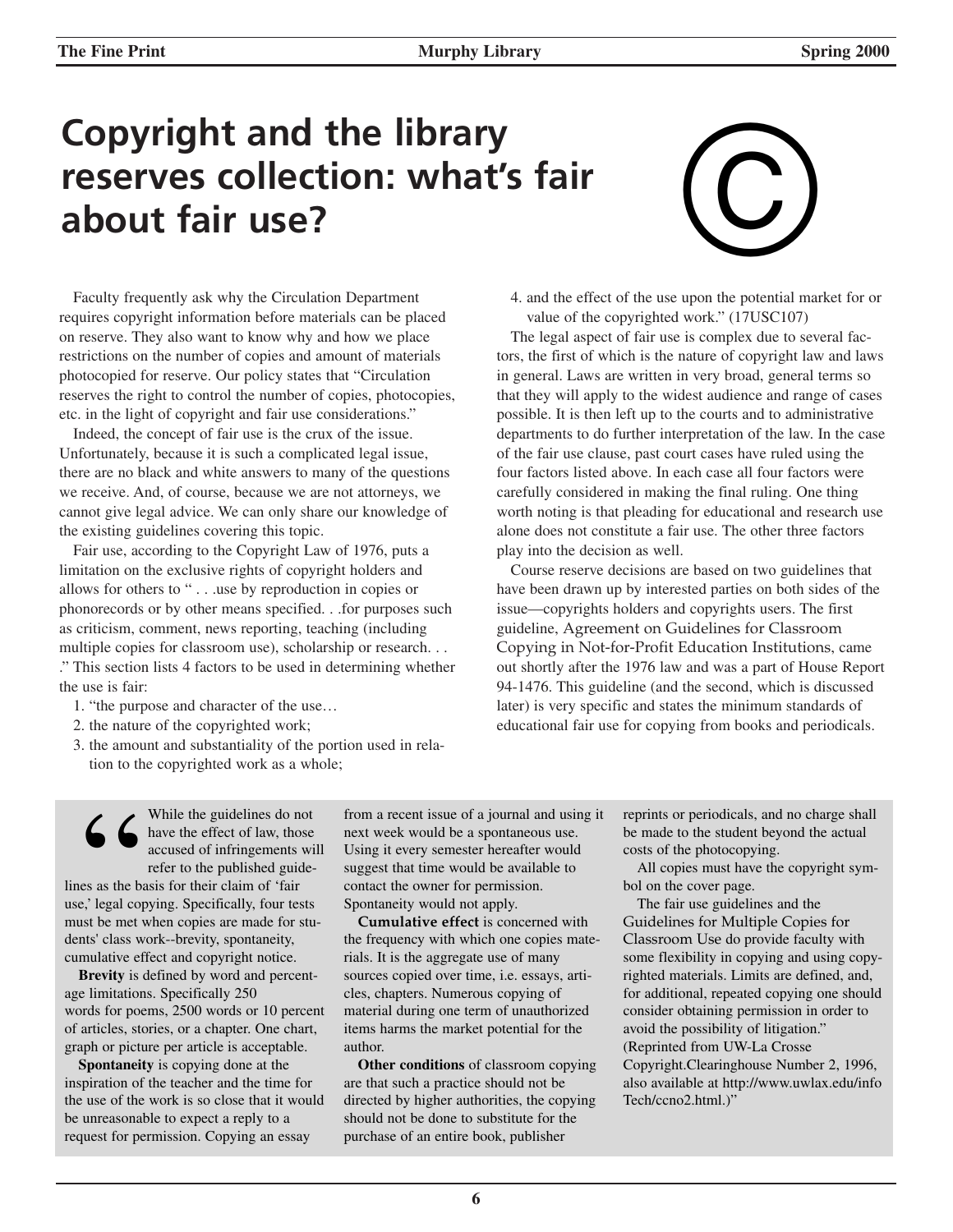# Copyright and the library reserves collection: what's fair about fair use?

Faculty frequently ask why the Circulation Department requires copyright information before materials can be placed on reserve. They also want to know why and how we place restrictions on the number of copies and amount of materials photocopied for reserve. Our policy states that "Circulation reserves the right to control the number of copies, photocopies, etc. in the light of copyright and fair use considerations."

Indeed, the concept of fair use is the crux of the issue. Unfortunately, because it is such a complicated legal issue, there are no black and white answers to many of the questions we receive. And, of course, because we are not attorneys, we cannot give legal advice. We can only share our knowledge of the existing guidelines covering this topic.

Fair use, according to the Copyright Law of 1976, puts a limitation on the exclusive rights of copyright holders and allows for others to " . . .use by reproduction in copies or phonorecords or by other means specified. . .for purposes such as criticism, comment, news reporting, teaching (including multiple copies for classroom use), scholarship or research. . . ." This section lists 4 factors to be used in determining whether the use is fair:

1. "the purpose and character of the use…
2. the nature of the copyrighted work;
3. the amount and substantiality of the portion used in relation to the copyrighted work as a whole;
4. and the effect of the use upon the potential market for or value of the copyrighted work." (17USC107)

The legal aspect of fair use is complex due to several factors, the first of which is the nature of copyright law and laws in general. Laws are written in very broad, general terms so that they will apply to the widest audience and range of cases possible. It is then left up to the courts and to administrative departments to do further interpretation of the law. In the case of the fair use clause, past court cases have ruled using the four factors listed above. In each case all four factors were carefully considered in making the final ruling. One thing worth noting is that pleading for educational and research use alone does not constitute a fair use. The other three factors play into the decision as well.

Course reserve decisions are based on two guidelines that have been drawn up by interested parties on both sides of the issue—copyrights holders and copyrights users. The first guideline, Agreement on Guidelines for Classroom Copying in Not-for-Profit Education Institutions, came out shortly after the 1976 law and was a part of House Report 94-1476. This guideline (and the second, which is discussed later) is very specific and states the minimum standards of educational fair use for copying from books and periodicals.

> "While the guidelines do not have the effect of law, those accused of infringements will refer to the published guidelines as the basis for their claim of 'fair use,' legal copying. Specifically, four tests must be met when copies are made for students' class work--brevity, spontaneity, cumulative effect and copyright notice.
>
> **Brevity** is defined by word and percentage limitations. Specifically 250 words for poems, 2500 words or 10 percent of articles, stories, or a chapter. One chart, graph or picture per article is acceptable.
>
> **Spontaneity** is copying done at the inspiration of the teacher and the time for the use of the work is so close that it would be unreasonable to expect a reply to a request for permission. Copying an essay from a recent issue of a journal and using it next week would be a spontaneous use. Using it every semester hereafter would suggest that time would be available to contact the owner for permission. Spontaneity would not apply.
>
> **Cumulative effect** is concerned with the frequency with which one copies materials. It is the aggregate use of many sources copied over time, i.e. essays, articles, chapters. Numerous copying of material during one term of unauthorized items harms the market potential for the author.
>
> **Other conditions** of classroom copying are that such a practice should not be directed by higher authorities, the copying should not be done to substitute for the purchase of an entire book, publisher reprints or periodicals, and no charge shall be made to the student beyond the actual costs of the photocopying.
>
> All copies must have the copyright symbol on the cover page.
>
> The fair use guidelines and the Guidelines for Multiple Copies for Classroom Use do provide faculty with some flexibility in copying and using copyrighted materials. Limits are defined, and, for additional, repeated copying one should consider obtaining permission in order to avoid the possibility of litigation." (Reprinted from UW-La Crosse Copyright.Clearinghouse Number 2, 1996, also available at http://www.uwlax.edu/infoTech/ccno2.html.)"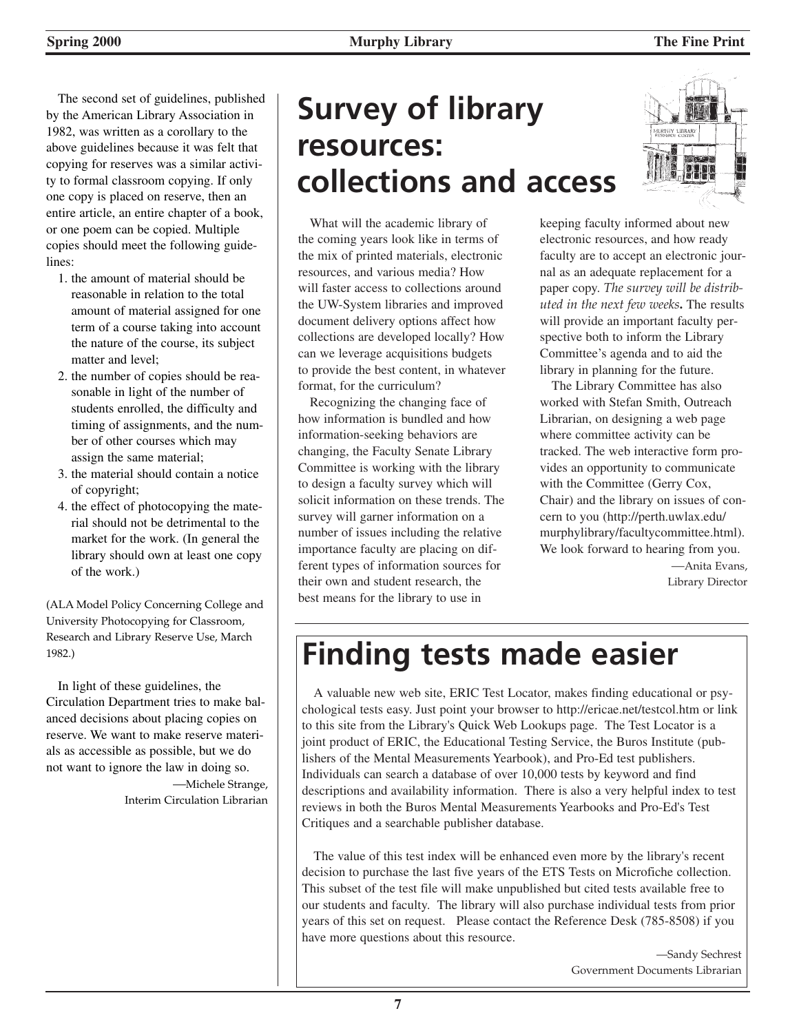The second set of guidelines, published by the American Library Association in 1982, was written as a corollary to the above guidelines because it was felt that copying for reserves was a similar activity to formal classroom copying. If only one copy is placed on reserve, then an entire article, an entire chapter of a book, or one poem can be copied. Multiple copies should meet the following guidelines:

1. the amount of material should be reasonable in relation to the total amount of material assigned for one term of a course taking into account the nature of the course, its subject matter and level;
2. the number of copies should be reasonable in light of the number of students enrolled, the difficulty and timing of assignments, and the number of other courses which may assign the same material;
3. the material should contain a notice of copyright;
4. the effect of photocopying the material should not be detrimental to the market for the work. (In general the library should own at least one copy of the work.)

(ALA Model Policy Concerning College and University Photocopying for Classroom, Research and Library Reserve Use, March 1982.)

In light of these guidelines, the Circulation Department tries to make balanced decisions about placing copies on reserve. We want to make reserve materials as accessible as possible, but we do not want to ignore the law in doing so.

—Michele Strange,
Interim Circulation Librarian

# Survey of library resources: collections and access

What will the academic library of the coming years look like in terms of the mix of printed materials, electronic resources, and various media? How will faster access to collections around the UW-System libraries and improved document delivery options affect how collections are developed locally? How can we leverage acquisitions budgets to provide the best content, in whatever format, for the curriculum?

Recognizing the changing face of how information is bundled and how information-seeking behaviors are changing, the Faculty Senate Library Committee is working with the library to design a faculty survey which will solicit information on these trends. The survey will garner information on a number of issues including the relative importance faculty are placing on different types of information sources for their own and student research, the best means for the library to use in keeping faculty informed about new electronic resources, and how ready faculty are to accept an electronic journal as an adequate replacement for a paper copy. *The survey will be distributed in the next few weeks***.** The results will provide an important faculty perspective both to inform the Library Committee's agenda and to aid the library in planning for the future.

The Library Committee has also worked with Stefan Smith, Outreach Librarian, on designing a web page where committee activity can be tracked. The web interactive form provides an opportunity to communicate with the Committee (Gerry Cox, Chair) and the library on issues of concern to you (http://perth.uwlax.edu/murphylibrary/facultycommittee.html). We look forward to hearing from you.

—Anita Evans,
Library Director

# Finding tests made easier

A valuable new web site, ERIC Test Locator, makes finding educational or psychological tests easy. Just point your browser to http://ericae.net/testcol.htm or link to this site from the Library's Quick Web Lookups page. The Test Locator is a joint product of ERIC, the Educational Testing Service, the Buros Institute (publishers of the Mental Measurements Yearbook), and Pro-Ed test publishers. Individuals can search a database of over 10,000 tests by keyword and find descriptions and availability information. There is also a very helpful index to test reviews in both the Buros Mental Measurements Yearbooks and Pro-Ed's Test Critiques and a searchable publisher database.

The value of this test index will be enhanced even more by the library's recent decision to purchase the last five years of the ETS Tests on Microfiche collection. This subset of the test file will make unpublished but cited tests available free to our students and faculty. The library will also purchase individual tests from prior years of this set on request. Please contact the Reference Desk (785-8508) if you have more questions about this resource.

—Sandy Sechrest
Government Documents Librarian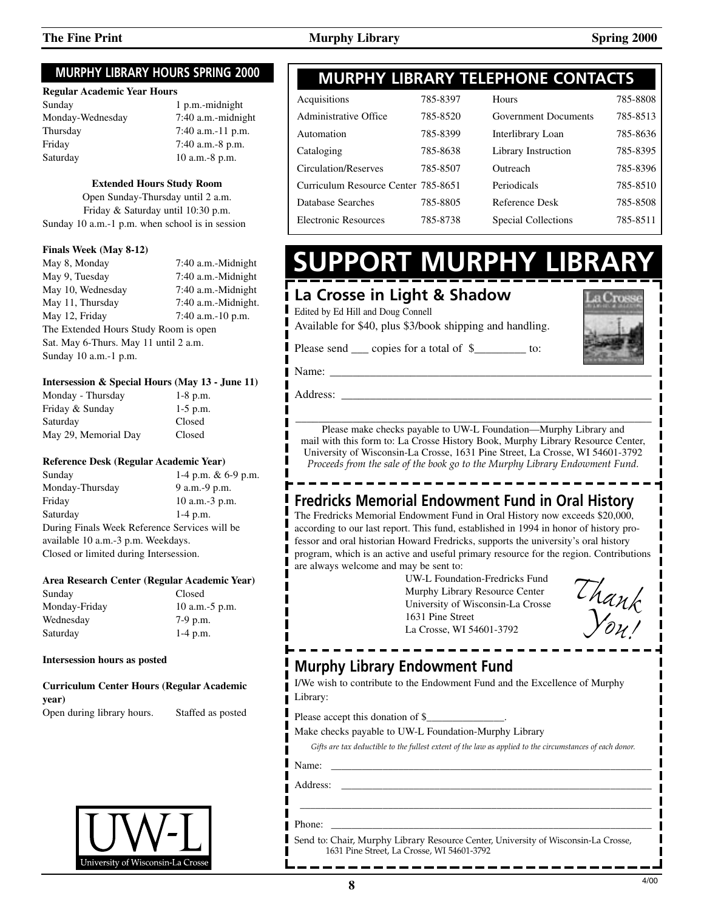## MURPHY LIBRARY HOURS SPRING 2000

**Regular Academic Year Hours**

| | |
|---|---|
| Sunday | 1 p.m.-midnight |
| Monday-Wednesday | 7:40 a.m.-midnight |
| Thursday | 7:40 a.m.-11 p.m. |
| Friday | 7:40 a.m.-8 p.m. |
| Saturday | 10 a.m.-8 p.m. |

**Extended Hours Study Room**

Open Sunday-Thursday until 2 a.m.
Friday & Saturday until 10:30 p.m.
Sunday 10 a.m.-1 p.m. when school is in session

**Finals Week (May 8-12)**

| | |
|---|---|
| May 8, Monday | 7:40 a.m.-Midnight |
| May 9, Tuesday | 7:40 a.m.-Midnight |
| May 10, Wednesday | 7:40 a.m.-Midnight |
| May 11, Thursday | 7:40 a.m.-Midnight. |
| May 12, Friday | 7:40 a.m.-10 p.m. |

The Extended Hours Study Room is open
Sat. May 6-Thurs. May 11 until 2 a.m.
Sunday 10 a.m.-1 p.m.

**Intersession & Special Hours (May 13 - June 11)**

| | |
|---|---|
| Monday - Thursday | 1-8 p.m. |
| Friday & Sunday | 1-5 p.m. |
| Saturday | Closed |
| May 29, Memorial Day | Closed |

**Reference Desk (Regular Academic Year)**

| | |
|---|---|
| Sunday | 1-4 p.m. & 6-9 p.m. |
| Monday-Thursday | 9 a.m.-9 p.m. |
| Friday | 10 a.m.-3 p.m. |
| Saturday | 1-4 p.m. |

During Finals Week Reference Services will be available 10 a.m.-3 p.m. Weekdays.
Closed or limited during Intersession.

**Area Research Center (Regular Academic Year)**

| | |
|---|---|
| Sunday | Closed |
| Monday-Friday | 10 a.m.-5 p.m. |
| Wednesday | 7-9 p.m. |
| Saturday | 1-4 p.m. |

**Intersession hours as posted**

**Curriculum Center Hours (Regular Academic year)**

Open during library hours. Staffed as posted

UW-L
University of Wisconsin-La Crosse

## MURPHY LIBRARY TELEPHONE CONTACTS

| | | | |
|---|---|---|---|
| Acquisitions | 785-8397 | Hours | 785-8808 |
| Administrative Office | 785-8520 | Government Documents | 785-8513 |
| Automation | 785-8399 | Interlibrary Loan | 785-8636 |
| Cataloging | 785-8638 | Library Instruction | 785-8395 |
| Circulation/Reserves | 785-8507 | Outreach | 785-8396 |
| Curriculum Resource Center | 785-8651 | Periodicals | 785-8510 |
| Database Searches | 785-8805 | Reference Desk | 785-8508 |
| Electronic Resources | 785-8738 | Special Collections | 785-8511 |

# SUPPORT MURPHY LIBRARY

### La Crosse in Light & Shadow

Edited by Ed Hill and Doug Connell

Available for $40, plus $3/book shipping and handling.

Please send ___ copies for a total of $_________ to:

Name: ______________________________

Address: ______________________________

______________________________

Please make checks payable to UW-L Foundation—Murphy Library and mail with this form to: La Crosse History Book, Murphy Library Resource Center, University of Wisconsin-La Crosse, 1631 Pine Street, La Crosse, WI 54601-3792

*Proceeds from the sale of the book go to the Murphy Library Endowment Fund.*

### Fredricks Memorial Endowment Fund in Oral History

The Fredricks Memorial Endowment Fund in Oral History now exceeds $20,000, according to our last report. This fund, established in 1994 in honor of history professor and oral historian Howard Fredricks, supports the university's oral history program, which is an active and useful primary resource for the region. Contributions are always welcome and may be sent to:

UW-L Foundation-Fredricks Fund
Murphy Library Resource Center
University of Wisconsin-La Crosse
1631 Pine Street
La Crosse, WI 54601-3792

*Thank You!*

### Murphy Library Endowment Fund

I/We wish to contribute to the Endowment Fund and the Excellence of Murphy Library:

Please accept this donation of $_______________.

Make checks payable to UW-L Foundation-Murphy Library

*Gifts are tax deductible to the fullest extent of the law as applied to the circumstances of each donor.*

Name: ______________________________

Address: ______________________________

______________________________

Phone: ______________________________

Send to: Chair, Murphy Library Resource Center, University of Wisconsin-La Crosse, 1631 Pine Street, La Crosse, WI 54601-3792

4/00